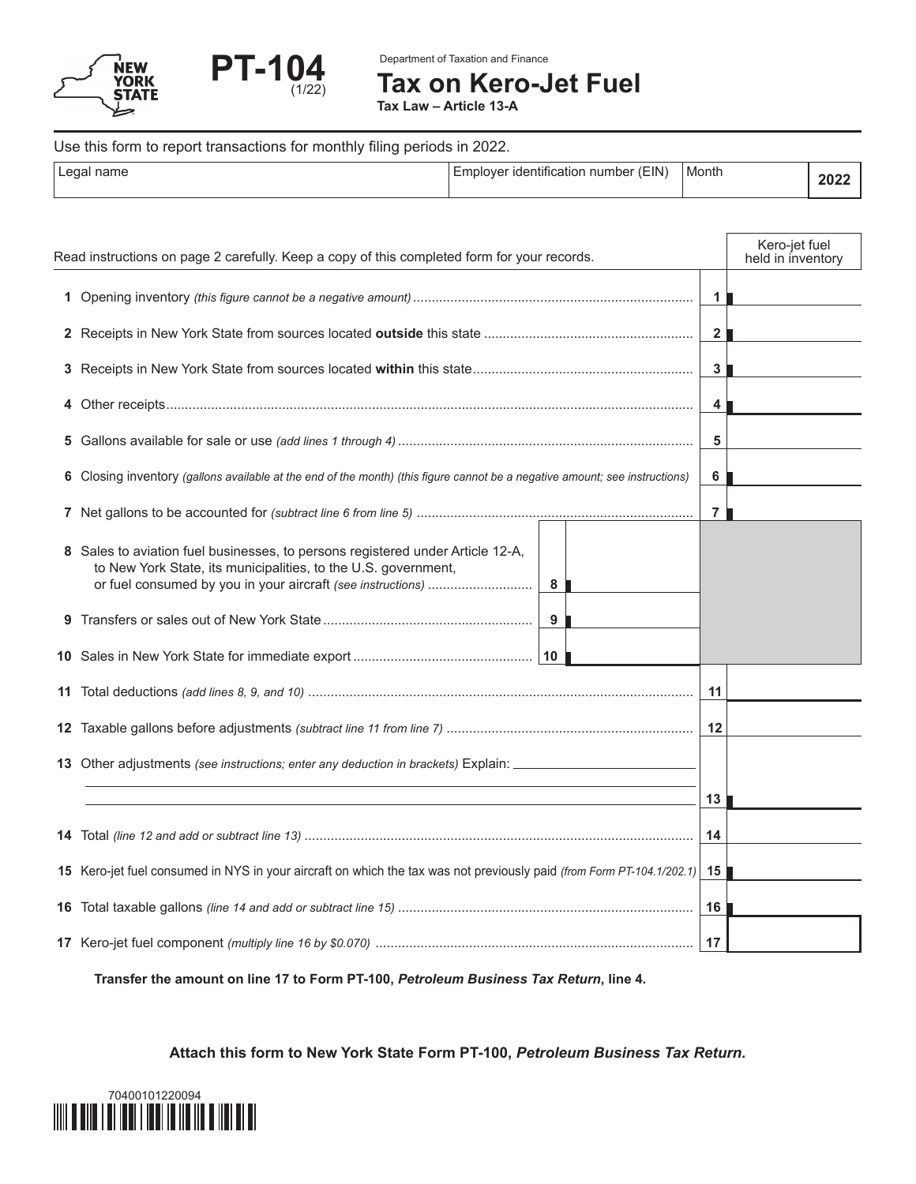New York State

# PT-104 (1/22)

Department of Taxation and Finance

## Tax on Kero-Jet Fuel

**Tax Law – Article 13-A**

Use this form to report transactions for monthly filing periods in 2022.

| Legal name | Employer identification number (EIN) | Month | 2022 |
|---|---|---|---|
| | | | |

Read instructions on page 2 carefully. Keep a copy of this completed form for your records.

| Line | Description | | | Kero-jet fuel held in inventory |
|---|---|---|---|---|
| 1 | Opening inventory *(this figure cannot be a negative amount)* | | | 1 |
| 2 | Receipts in New York State from sources located **outside** this state | | | 2 |
| 3 | Receipts in New York State from sources located **within** this state | | | 3 |
| 4 | Other receipts | | | 4 |
| 5 | Gallons available for sale or use *(add lines 1 through 4)* | | | 5 |
| 6 | Closing inventory *(gallons available at the end of the month) (this figure cannot be a negative amount; see instructions)* | | | 6 |
| 7 | Net gallons to be accounted for *(subtract line 6 from line 5)* | | | 7 |
| 8 | Sales to aviation fuel businesses, to persons registered under Article 12-A, to New York State, its municipalities, to the U.S. government, or fuel consumed by you in your aircraft *(see instructions)* | 8 | | |
| 9 | Transfers or sales out of New York State | 9 | | |
| 10 | Sales in New York State for immediate export | 10 | | |
| 11 | Total deductions *(add lines 8, 9, and 10)* | | | 11 |
| 12 | Taxable gallons before adjustments *(subtract line 11 from line 7)* | | | 12 |
| 13 | Other adjustments *(see instructions; enter any deduction in brackets)* Explain: ______ | | | 13 |
| 14 | Total *(line 12 and add or subtract line 13)* | | | 14 |
| 15 | Kero-jet fuel consumed in NYS in your aircraft on which the tax was not previously paid *(from Form PT-104.1/202.1)* | | | 15 |
| 16 | Total taxable gallons *(line 14 and add or subtract line 15)* | | | 16 |
| 17 | Kero-jet fuel component *(multiply line 16 by $0.070)* | | | 17 |

**Transfer the amount on line 17 to Form PT-100, *Petroleum Business Tax Return*, line 4.**

**Attach this form to New York State Form PT-100, *Petroleum Business Tax Return.***

70400101220094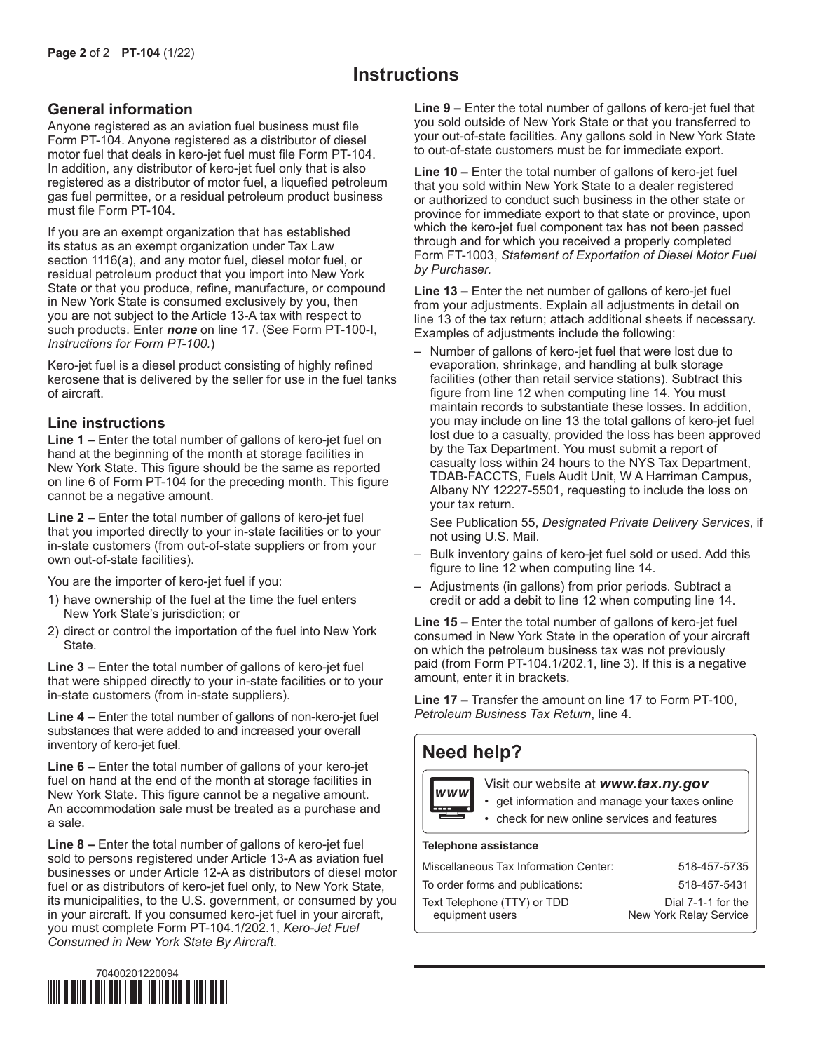# Instructions

## General information

Anyone registered as an aviation fuel business must file Form PT-104. Anyone registered as a distributor of diesel motor fuel that deals in kero-jet fuel must file Form PT-104. In addition, any distributor of kero-jet fuel only that is also registered as a distributor of motor fuel, a liquefied petroleum gas fuel permittee, or a residual petroleum product business must file Form PT-104.

If you are an exempt organization that has established its status as an exempt organization under Tax Law section 1116(a), and any motor fuel, diesel motor fuel, or residual petroleum product that you import into New York State or that you produce, refine, manufacture, or compound in New York State is consumed exclusively by you, then you are not subject to the Article 13-A tax with respect to such products. Enter ***none*** on line 17. (See Form PT-100-I, *Instructions for Form PT-100.*)

Kero-jet fuel is a diesel product consisting of highly refined kerosene that is delivered by the seller for use in the fuel tanks of aircraft.

## Line instructions

**Line 1 –** Enter the total number of gallons of kero-jet fuel on hand at the beginning of the month at storage facilities in New York State. This figure should be the same as reported on line 6 of Form PT-104 for the preceding month. This figure cannot be a negative amount.

**Line 2 –** Enter the total number of gallons of kero-jet fuel that you imported directly to your in-state facilities or to your in-state customers (from out-of-state suppliers or from your own out-of-state facilities).

You are the importer of kero-jet fuel if you:

1) have ownership of the fuel at the time the fuel enters New York State's jurisdiction; or
2) direct or control the importation of the fuel into New York State.

**Line 3 –** Enter the total number of gallons of kero-jet fuel that were shipped directly to your in-state facilities or to your in-state customers (from in-state suppliers).

**Line 4 –** Enter the total number of gallons of non-kero-jet fuel substances that were added to and increased your overall inventory of kero-jet fuel.

**Line 6 –** Enter the total number of gallons of your kero-jet fuel on hand at the end of the month at storage facilities in New York State. This figure cannot be a negative amount. An accommodation sale must be treated as a purchase and a sale.

**Line 8 –** Enter the total number of gallons of kero-jet fuel sold to persons registered under Article 13-A as aviation fuel businesses or under Article 12-A as distributors of diesel motor fuel or as distributors of kero-jet fuel only, to New York State, its municipalities, to the U.S. government, or consumed by you in your aircraft. If you consumed kero-jet fuel in your aircraft, you must complete Form PT-104.1/202.1, *Kero-Jet Fuel Consumed in New York State By Aircraft*.

**Line 9 –** Enter the total number of gallons of kero-jet fuel that you sold outside of New York State or that you transferred to your out-of-state facilities. Any gallons sold in New York State to out-of-state customers must be for immediate export.

**Line 10 –** Enter the total number of gallons of kero-jet fuel that you sold within New York State to a dealer registered or authorized to conduct such business in the other state or province for immediate export to that state or province, upon which the kero-jet fuel component tax has not been passed through and for which you received a properly completed Form FT-1003, *Statement of Exportation of Diesel Motor Fuel by Purchaser.*

**Line 13 –** Enter the net number of gallons of kero-jet fuel from your adjustments. Explain all adjustments in detail on line 13 of the tax return; attach additional sheets if necessary. Examples of adjustments include the following:

- Number of gallons of kero-jet fuel that were lost due to evaporation, shrinkage, and handling at bulk storage facilities (other than retail service stations). Subtract this figure from line 12 when computing line 14. You must maintain records to substantiate these losses. In addition, you may include on line 13 the total gallons of kero-jet fuel lost due to a casualty, provided the loss has been approved by the Tax Department. You must submit a report of casualty loss within 24 hours to the NYS Tax Department, TDAB-FACCTS, Fuels Audit Unit, W A Harriman Campus, Albany NY 12227-5501, requesting to include the loss on your tax return.

  See Publication 55, *Designated Private Delivery Services*, if not using U.S. Mail.
- Bulk inventory gains of kero-jet fuel sold or used. Add this figure to line 12 when computing line 14.
- Adjustments (in gallons) from prior periods. Subtract a credit or add a debit to line 12 when computing line 14.

**Line 15 –** Enter the total number of gallons of kero-jet fuel consumed in New York State in the operation of your aircraft on which the petroleum business tax was not previously paid (from Form PT-104.1/202.1, line 3). If this is a negative amount, enter it in brackets.

**Line 17 –** Transfer the amount on line 17 to Form PT-100, *Petroleum Business Tax Return*, line 4.

## Need help?

Visit our website at ***www.tax.ny.gov***

- get information and manage your taxes online
- check for new online services and features

**Telephone assistance**

| | |
|---|---|
| Miscellaneous Tax Information Center: | 518-457-5735 |
| To order forms and publications: | 518-457-5431 |
| Text Telephone (TTY) or TDD equipment users | Dial 7-1-1 for the New York Relay Service |

70400201220094